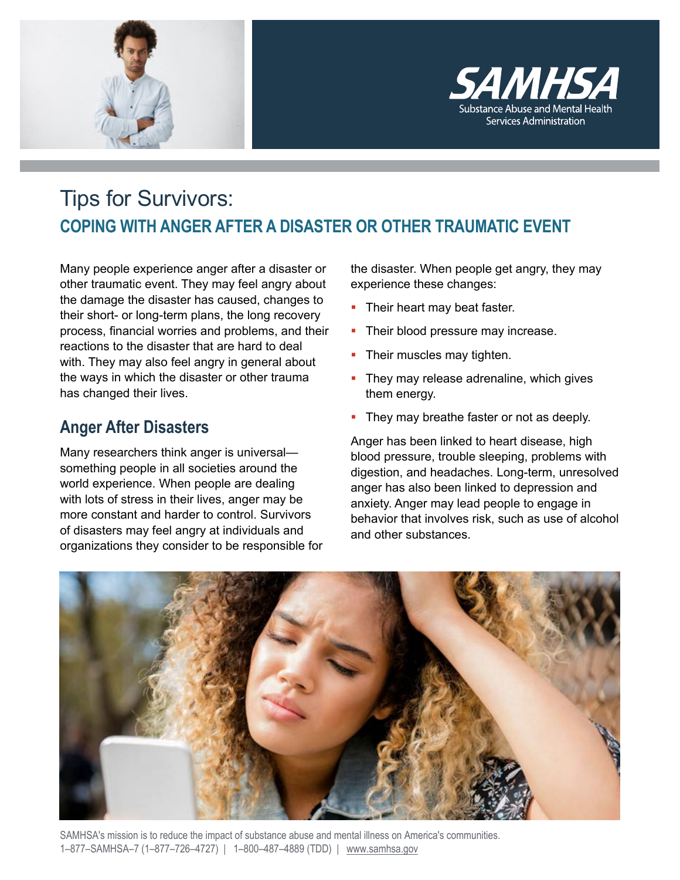SAMHSA
Substance Abuse and Mental Health Services Administration

# Tips for Survivors:

## COPING WITH ANGER AFTER A DISASTER OR OTHER TRAUMATIC EVENT

Many people experience anger after a disaster or other traumatic event. They may feel angry about the damage the disaster has caused, changes to their short- or long-term plans, the long recovery process, financial worries and problems, and their reactions to the disaster that are hard to deal with. They may also feel angry in general about the ways in which the disaster or other trauma has changed their lives.

### Anger After Disasters

Many researchers think anger is universal—something people in all societies around the world experience. When people are dealing with lots of stress in their lives, anger may be more constant and harder to control. Survivors of disasters may feel angry at individuals and organizations they consider to be responsible for the disaster. When people get angry, they may experience these changes:

- Their heart may beat faster.
- Their blood pressure may increase.
- Their muscles may tighten.
- They may release adrenaline, which gives them energy.
- They may breathe faster or not as deeply.

Anger has been linked to heart disease, high blood pressure, trouble sleeping, problems with digestion, and headaches. Long-term, unresolved anger has also been linked to depression and anxiety. Anger may lead people to engage in behavior that involves risk, such as use of alcohol and other substances.

SAMHSA's mission is to reduce the impact of substance abuse and mental illness on America's communities.
1–877–SAMHSA–7 (1–877–726–4727) | 1–800–487–4889 (TDD) | www.samhsa.gov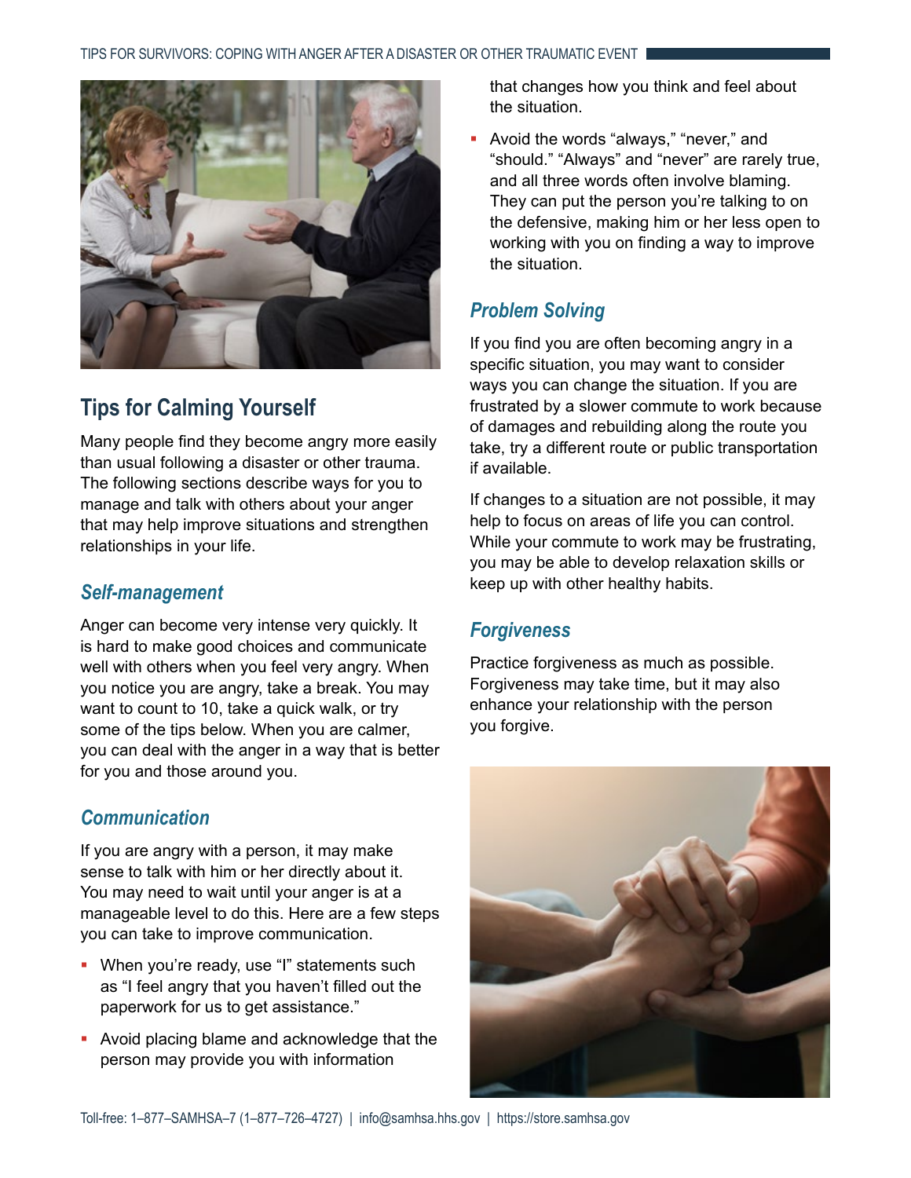## Tips for Calming Yourself

Many people find they become angry more easily than usual following a disaster or other trauma. The following sections describe ways for you to manage and talk with others about your anger that may help improve situations and strengthen relationships in your life.

### *Self-management*

Anger can become very intense very quickly. It is hard to make good choices and communicate well with others when you feel very angry. When you notice you are angry, take a break. You may want to count to 10, take a quick walk, or try some of the tips below. When you are calmer, you can deal with the anger in a way that is better for you and those around you.

### *Communication*

If you are angry with a person, it may make sense to talk with him or her directly about it. You may need to wait until your anger is at a manageable level to do this. Here are a few steps you can take to improve communication.

- When you're ready, use "I" statements such as "I feel angry that you haven't filled out the paperwork for us to get assistance."
- Avoid placing blame and acknowledge that the person may provide you with information that changes how you think and feel about the situation.
- Avoid the words "always," "never," and "should." "Always" and "never" are rarely true, and all three words often involve blaming. They can put the person you're talking to on the defensive, making him or her less open to working with you on finding a way to improve the situation.

### *Problem Solving*

If you find you are often becoming angry in a specific situation, you may want to consider ways you can change the situation. If you are frustrated by a slower commute to work because of damages and rebuilding along the route you take, try a different route or public transportation if available.

If changes to a situation are not possible, it may help to focus on areas of life you can control. While your commute to work may be frustrating, you may be able to develop relaxation skills or keep up with other healthy habits.

### *Forgiveness*

Practice forgiveness as much as possible. Forgiveness may take time, but it may also enhance your relationship with the person you forgive.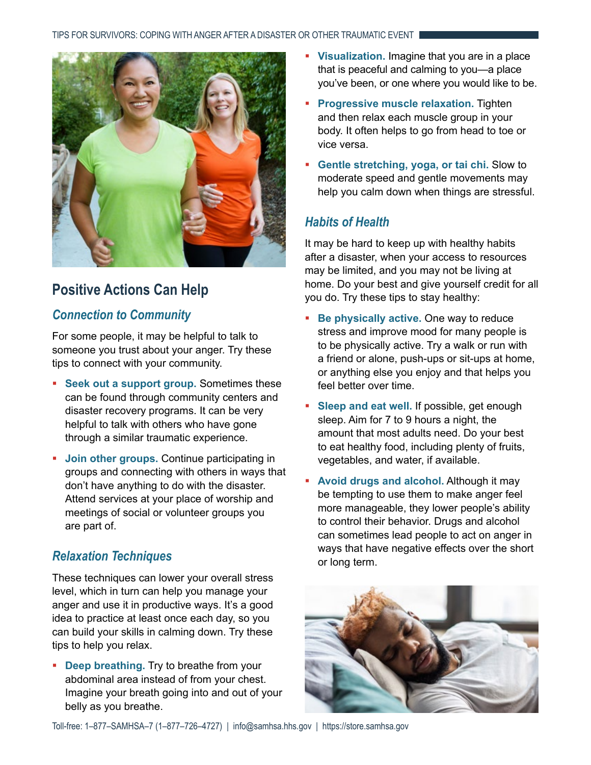## Positive Actions Can Help

### *Connection to Community*

For some people, it may be helpful to talk to someone you trust about your anger. Try these tips to connect with your community.

- **Seek out a support group.** Sometimes these can be found through community centers and disaster recovery programs. It can be very helpful to talk with others who have gone through a similar traumatic experience.
- **Join other groups.** Continue participating in groups and connecting with others in ways that don't have anything to do with the disaster. Attend services at your place of worship and meetings of social or volunteer groups you are part of.

### *Relaxation Techniques*

These techniques can lower your overall stress level, which in turn can help you manage your anger and use it in productive ways. It's a good idea to practice at least once each day, so you can build your skills in calming down. Try these tips to help you relax.

- **Deep breathing.** Try to breathe from your abdominal area instead of from your chest. Imagine your breath going into and out of your belly as you breathe.
- **Visualization.** Imagine that you are in a place that is peaceful and calming to you—a place you've been, or one where you would like to be.
- **Progressive muscle relaxation.** Tighten and then relax each muscle group in your body. It often helps to go from head to toe or vice versa.
- **Gentle stretching, yoga, or tai chi.** Slow to moderate speed and gentle movements may help you calm down when things are stressful.

### *Habits of Health*

It may be hard to keep up with healthy habits after a disaster, when your access to resources may be limited, and you may not be living at home. Do your best and give yourself credit for all you do. Try these tips to stay healthy:

- **Be physically active.** One way to reduce stress and improve mood for many people is to be physically active. Try a walk or run with a friend or alone, push-ups or sit-ups at home, or anything else you enjoy and that helps you feel better over time.
- **Sleep and eat well.** If possible, get enough sleep. Aim for 7 to 9 hours a night, the amount that most adults need. Do your best to eat healthy food, including plenty of fruits, vegetables, and water, if available.
- **Avoid drugs and alcohol.** Although it may be tempting to use them to make anger feel more manageable, they lower people's ability to control their behavior. Drugs and alcohol can sometimes lead people to act on anger in ways that have negative effects over the short or long term.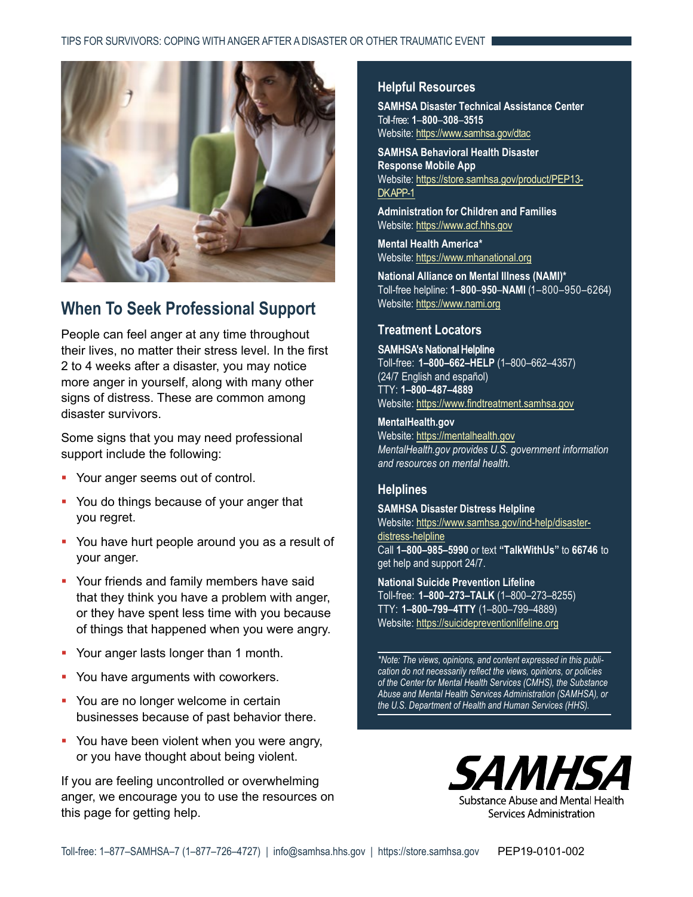## When To Seek Professional Support

People can feel anger at any time throughout their lives, no matter their stress level. In the first 2 to 4 weeks after a disaster, you may notice more anger in yourself, along with many other signs of distress. These are common among disaster survivors.

Some signs that you may need professional support include the following:

- Your anger seems out of control.
- You do things because of your anger that you regret.
- You have hurt people around you as a result of your anger.
- Your friends and family members have said that they think you have a problem with anger, or they have spent less time with you because of things that happened when you were angry.
- Your anger lasts longer than 1 month.
- You have arguments with coworkers.
- You are no longer welcome in certain businesses because of past behavior there.
- You have been violent when you were angry, or you have thought about being violent.

If you are feeling uncontrolled or overwhelming anger, we encourage you to use the resources on this page for getting help.

### Helpful Resources

**SAMHSA Disaster Technical Assistance Center**
Toll-free: **1–800–308–3515**
Website: https://www.samhsa.gov/dtac

**SAMHSA Behavioral Health Disaster Response Mobile App**
Website: https://store.samhsa.gov/product/PEP13-DKAPP-1

**Administration for Children and Families**
Website: https://www.acf.hhs.gov

**Mental Health America***
Website: https://www.mhanational.org

**National Alliance on Mental Illness (NAMI)***
Toll-free helpline: **1–800–950–NAMI** (1–800–950–6264)
Website: https://www.nami.org

### Treatment Locators

**SAMHSA's National Helpline**
Toll-free: **1–800–662–HELP** (1–800–662–4357)
(24/7 English and español)
TTY: **1–800–487–4889**
Website: https://www.findtreatment.samhsa.gov

**MentalHealth.gov**
Website: https://mentalhealth.gov
*MentalHealth.gov provides U.S. government information and resources on mental health.*

### Helplines

**SAMHSA Disaster Distress Helpline**
Website: https://www.samhsa.gov/find-help/disaster-distress-helpline
Call **1–800–985–5990** or text **"TalkWithUs"** to **66746** to get help and support 24/7.

**National Suicide Prevention Lifeline**
Toll-free: **1–800–273–TALK** (1–800–273–8255)
TTY: **1–800–799–4TTY** (1–800–799–4889)
Website: https://suicidepreventionlifeline.org

*\*Note: The views, opinions, and content expressed in this publication do not necessarily reflect the views, opinions, or policies of the Center for Mental Health Services (CMHS), the Substance Abuse and Mental Health Services Administration (SAMHSA), or the U.S. Department of Health and Human Services (HHS).*

SAMHSA
Substance Abuse and Mental Health Services Administration

Toll-free: 1–877–SAMHSA–7 (1–877–726–4727) | info@samhsa.hhs.gov | https://store.samhsa.gov PEP19-0101-002